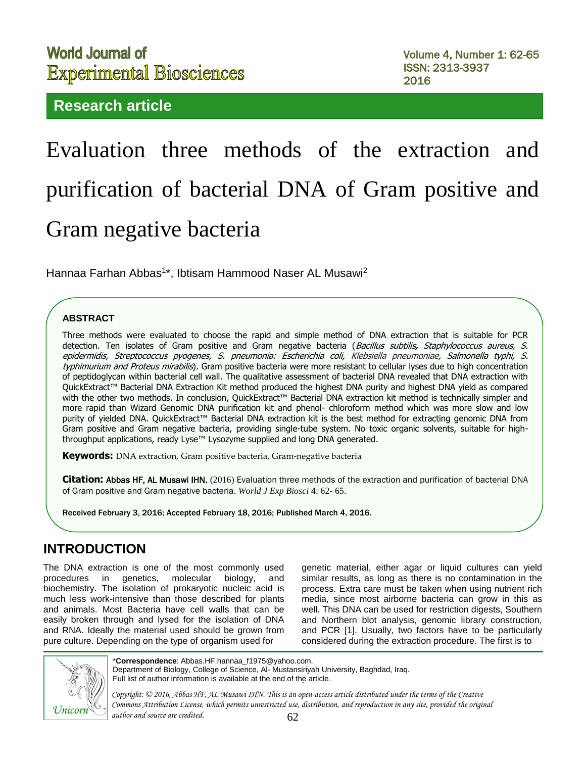# World Journal of Experimental Biosciences

## Research article

# Evaluation three methods of the extraction and purification of bacterial DNA of Gram positive and Gram negative bacteria

Hannaa Farhan Abbas[1]*, Ibtisam Hammood Naser AL Musawi[2]

### ABSTRACT

Three methods were evaluated to choose the rapid and simple method of DNA extraction that is suitable for PCR detection. Ten isolates of Gram positive and Gram negative bacteria (*Bacillus subtilis, Staphylococcus aureus, S. epidermidis, Streptococcus pyogenes, S. pneumonia: Escherichia coli, Klebsiella pneumoniae, Salmonella typhi, S. typhimurium and Proteus mirabilis*). Gram positive bacteria were more resistant to cellular lyses due to high concentration of peptidoglycan within bacterial cell wall. The qualitative assessment of bacterial DNA revealed that DNA extraction with QuickExtract™ Bacterial DNA Extraction Kit method produced the highest DNA purity and highest DNA yield as compared with the other two methods. In conclusion, QuickExtract™ Bacterial DNA extraction kit method is technically simpler and more rapid than Wizard Genomic DNA purification kit and phenol- chloroform method which was more slow and low purity of yielded DNA. QuickExtract™ Bacterial DNA extraction kit is the best method for extracting genomic DNA from Gram positive and Gram negative bacteria, providing single-tube system. No toxic organic solvents, suitable for high-throughput applications, ready Lyse™ Lysozyme supplied and long DNA generated.

**Keywords:** DNA extraction, Gram positive bacteria, Gram-negative bacteria

**Citation:** Abbas HF, AL Musawi IHN. (2016) Evaluation three methods of the extraction and purification of bacterial DNA of Gram positive and Gram negative bacteria. *World J Exp Biosci* **4**: 62- 65.

Received February 3, 2016; Accepted February 18, 2016; Published March 4, 2016.

## INTRODUCTION

The DNA extraction is one of the most commonly used procedures in genetics, molecular biology, and biochemistry. The isolation of prokaryotic nucleic acid is much less work-intensive than those described for plants and animals. Most Bacteria have cell walls that can be easily broken through and lysed for the isolation of DNA and RNA. Ideally the material used should be grown from pure culture. Depending on the type of organism used for genetic material, either agar or liquid cultures can yield similar results, as long as there is no contamination in the process. Extra care must be taken when using nutrient rich media, since most airborne bacteria can grow in this as well. This DNA can be used for restriction digests, Southern and Northern blot analysis, genomic library construction, and PCR [1]. Usually, two factors have to be particularly considered during the extraction procedure. The first is to

*Correspondence: Abbas.HF.hannaa_f1975@yahoo.com.
Department of Biology, College of Science, Al- Mustansiriyah University, Baghdad, Iraq.
Full list of author information is available at the end of the article.

*Copyright: © 2016, Abbas HF, AL Musawi IHN. This is an open-access article distributed under the terms of the Creative Commons Attribution License, which permits unrestricted use, distribution, and reproduction in any site, provided the original author and source are credited.*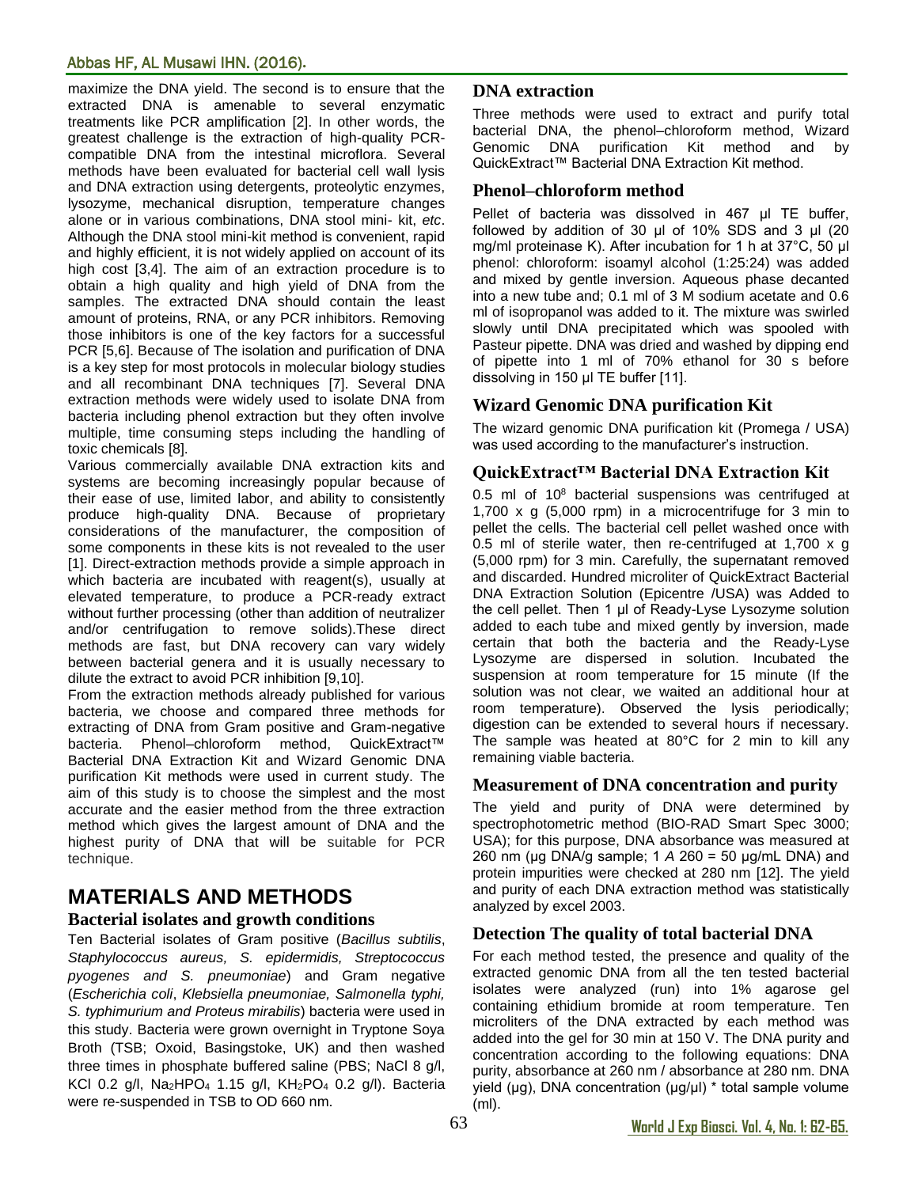maximize the DNA yield. The second is to ensure that the extracted DNA is amenable to several enzymatic treatments like PCR amplification [2]. In other words, the greatest challenge is the extraction of high-quality PCR-compatible DNA from the intestinal microflora. Several methods have been evaluated for bacterial cell wall lysis and DNA extraction using detergents, proteolytic enzymes, lysozyme, mechanical disruption, temperature changes alone or in various combinations, DNA stool mini- kit, *etc*. Although the DNA stool mini-kit method is convenient, rapid and highly efficient, it is not widely applied on account of its high cost [3,4]. The aim of an extraction procedure is to obtain a high quality and high yield of DNA from the samples. The extracted DNA should contain the least amount of proteins, RNA, or any PCR inhibitors. Removing those inhibitors is one of the key factors for a successful PCR [5,6]. Because of The isolation and purification of DNA is a key step for most protocols in molecular biology studies and all recombinant DNA techniques [7]. Several DNA extraction methods were widely used to isolate DNA from bacteria including phenol extraction but they often involve multiple, time consuming steps including the handling of toxic chemicals [8].

Various commercially available DNA extraction kits and systems are becoming increasingly popular because of their ease of use, limited labor, and ability to consistently produce high-quality DNA. Because of proprietary considerations of the manufacturer, the composition of some components in these kits is not revealed to the user [1]. Direct-extraction methods provide a simple approach in which bacteria are incubated with reagent(s), usually at elevated temperature, to produce a PCR-ready extract without further processing (other than addition of neutralizer and/or centrifugation to remove solids).These direct methods are fast, but DNA recovery can vary widely between bacterial genera and it is usually necessary to dilute the extract to avoid PCR inhibition [9,10].

From the extraction methods already published for various bacteria, we choose and compared three methods for extracting of DNA from Gram positive and Gram-negative bacteria. Phenol–chloroform method, QuickExtract™ Bacterial DNA Extraction Kit and Wizard Genomic DNA purification Kit methods were used in current study. The aim of this study is to choose the simplest and the most accurate and the easier method from the three extraction method which gives the largest amount of DNA and the highest purity of DNA that will be suitable for PCR technique.

# MATERIALS AND METHODS

## Bacterial isolates and growth conditions

Ten Bacterial isolates of Gram positive (*Bacillus subtilis*, *Staphylococcus aureus, S. epidermidis, Streptococcus pyogenes and S. pneumoniae*) and Gram negative (*Escherichia coli*, *Klebsiella pneumoniae, Salmonella typhi, S. typhimurium and Proteus mirabilis*) bacteria were used in this study. Bacteria were grown overnight in Tryptone Soya Broth (TSB; Oxoid, Basingstoke, UK) and then washed three times in phosphate buffered saline (PBS; NaCl 8 g/l, KCl 0.2 g/l, $Na_2HPO_4$ 1.15 g/l, $KH_2PO_4$ 0.2 g/l). Bacteria were re-suspended in TSB to OD 660 nm.

## DNA extraction

Three methods were used to extract and purify total bacterial DNA, the phenol–chloroform method, Wizard Genomic DNA purification Kit method and by QuickExtract™ Bacterial DNA Extraction Kit method.

## Phenol–chloroform method

Pellet of bacteria was dissolved in 467 µl TE buffer, followed by addition of 30 µl of 10% SDS and 3 µl (20 mg/ml proteinase K). After incubation for 1 h at 37°C, 50 µl phenol: chloroform: isoamyl alcohol (1:25:24) was added and mixed by gentle inversion. Aqueous phase decanted into a new tube and; 0.1 ml of 3 M sodium acetate and 0.6 ml of isopropanol was added to it. The mixture was swirled slowly until DNA precipitated which was spooled with Pasteur pipette. DNA was dried and washed by dipping end of pipette into 1 ml of 70% ethanol for 30 s before dissolving in 150 µl TE buffer [11].

## Wizard Genomic DNA purification Kit

The wizard genomic DNA purification kit (Promega / USA) was used according to the manufacturer's instruction.

## QuickExtract™ Bacterial DNA Extraction Kit

0.5 ml of $10^8$ bacterial suspensions was centrifuged at 1,700 x g (5,000 rpm) in a microcentrifuge for 3 min to pellet the cells. The bacterial cell pellet washed once with 0.5 ml of sterile water, then re-centrifuged at 1,700 x g (5,000 rpm) for 3 min. Carefully, the supernatant removed and discarded. Hundred microliter of QuickExtract Bacterial DNA Extraction Solution (Epicentre /USA) was Added to the cell pellet. Then 1 µl of Ready-Lyse Lysozyme solution added to each tube and mixed gently by inversion, made certain that both the bacteria and the Ready-Lyse Lysozyme are dispersed in solution. Incubated the suspension at room temperature for 15 minute (If the solution was not clear, we waited an additional hour at room temperature). Observed the lysis periodically; digestion can be extended to several hours if necessary. The sample was heated at 80°C for 2 min to kill any remaining viable bacteria.

## Measurement of DNA concentration and purity

The yield and purity of DNA were determined by spectrophotometric method (BIO-RAD Smart Spec 3000; USA); for this purpose, DNA absorbance was measured at 260 nm (µg DNA/g sample; 1 *A* 260 = 50 µg/mL DNA) and protein impurities were checked at 280 nm [12]. The yield and purity of each DNA extraction method was statistically analyzed by excel 2003.

## Detection The quality of total bacterial DNA

For each method tested, the presence and quality of the extracted genomic DNA from all the ten tested bacterial isolates were analyzed (run) into 1% agarose gel containing ethidium bromide at room temperature. Ten microliters of the DNA extracted by each method was added into the gel for 30 min at 150 V. The DNA purity and concentration according to the following equations: DNA purity, absorbance at 260 nm / absorbance at 280 nm. DNA yield (µg), DNA concentration (µg/µl) * total sample volume (ml).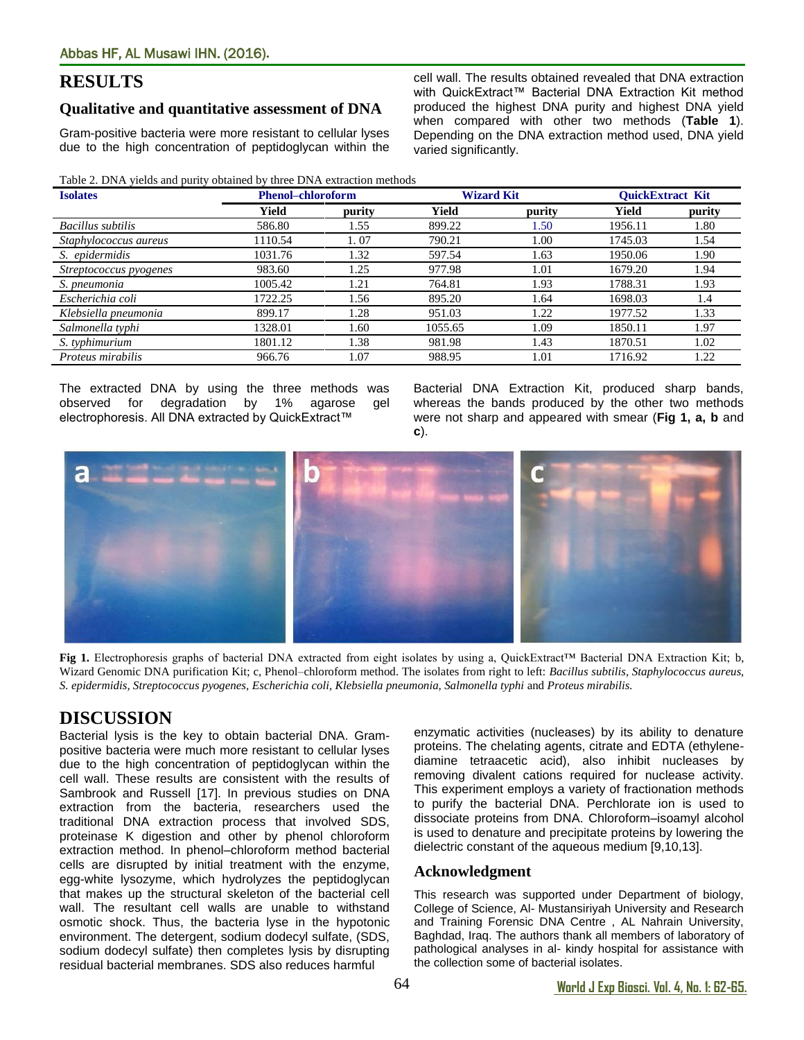## RESULTS

### Qualitative and quantitative assessment of DNA

Gram-positive bacteria were more resistant to cellular lyses due to the high concentration of peptidoglycan within the cell wall. The results obtained revealed that DNA extraction with QuickExtract™ Bacterial DNA Extraction Kit method produced the highest DNA purity and highest DNA yield when compared with other two methods (**Table 1**). Depending on the DNA extraction method used, DNA yield varied significantly.

Table 2. DNA yields and purity obtained by three DNA extraction methods

| Isolates | Phenol–chloroform | | Wizard Kit | | QuickExtract Kit | |
|---|---|---|---|---|---|---|
| | Yield | purity | Yield | purity | Yield | purity |
| *Bacillus subtilis* | 586.80 | 1.55 | 899.22 | 1.50 | 1956.11 | 1.80 |
| *Staphylococcus aureus* | 1110.54 | 1. 07 | 790.21 | 1.00 | 1745.03 | 1.54 |
| *S. epidermidis* | 1031.76 | 1.32 | 597.54 | 1.63 | 1950.06 | 1.90 |
| *Streptococcus pyogenes* | 983.60 | 1.25 | 977.98 | 1.01 | 1679.20 | 1.94 |
| *S. pneumonia* | 1005.42 | 1.21 | 764.81 | 1.93 | 1788.31 | 1.93 |
| *Escherichia coli* | 1722.25 | 1.56 | 895.20 | 1.64 | 1698.03 | 1.4 |
| *Klebsiella pneumonia* | 899.17 | 1.28 | 951.03 | 1.22 | 1977.52 | 1.33 |
| *Salmonella typhi* | 1328.01 | 1.60 | 1055.65 | 1.09 | 1850.11 | 1.97 |
| *S. typhimurium* | 1801.12 | 1.38 | 981.98 | 1.43 | 1870.51 | 1.02 |
| *Proteus mirabilis* | 966.76 | 1.07 | 988.95 | 1.01 | 1716.92 | 1.22 |

The extracted DNA by using the three methods was observed for degradation by 1% agarose gel electrophoresis. All DNA extracted by QuickExtract™ Bacterial DNA Extraction Kit, produced sharp bands, whereas the bands produced by the other two methods were not sharp and appeared with smear (**Fig 1, a, b** and **c**).

**Fig 1.** Electrophoresis graphs of bacterial DNA extracted from eight isolates by using a, QuickExtract™ Bacterial DNA Extraction Kit; b, Wizard Genomic DNA purification Kit; c, Phenol–chloroform method. The isolates from right to left: *Bacillus subtilis, Staphylococcus aureus, S. epidermidis, Streptococcus pyogenes, Escherichia coli, Klebsiella pneumonia, Salmonella typhi* and *Proteus mirabilis.*

## DISCUSSION

Bacterial lysis is the key to obtain bacterial DNA. Gram-positive bacteria were much more resistant to cellular lyses due to the high concentration of peptidoglycan within the cell wall. These results are consistent with the results of Sambrook and Russell [17]. In previous studies on DNA extraction from the bacteria, researchers used the traditional DNA extraction process that involved SDS, proteinase K digestion and other by phenol chloroform extraction method. In phenol–chloroform method bacterial cells are disrupted by initial treatment with the enzyme, egg-white lysozyme, which hydrolyzes the peptidoglycan that makes up the structural skeleton of the bacterial cell wall. The resultant cell walls are unable to withstand osmotic shock. Thus, the bacteria lyse in the hypotonic environment. The detergent, sodium dodecyl sulfate, (SDS, sodium dodecyl sulfate) then completes lysis by disrupting residual bacterial membranes. SDS also reduces harmful enzymatic activities (nucleases) by its ability to denature proteins. The chelating agents, citrate and EDTA (ethylene-diamine tetraacetic acid), also inhibit nucleases by removing divalent cations required for nuclease activity. This experiment employs a variety of fractionation methods to purify the bacterial DNA. Perchlorate ion is used to dissociate proteins from DNA. Chloroform–isoamyl alcohol is used to denature and precipitate proteins by lowering the dielectric constant of the aqueous medium [9,10,13].

### Acknowledgment

This research was supported under Department of biology, College of Science, Al- Mustansiriyah University and Research and Training Forensic DNA Centre , AL Nahrain University, Baghdad, Iraq. The authors thank all members of laboratory of pathological analyses in al- kindy hospital for assistance with the collection some of bacterial isolates.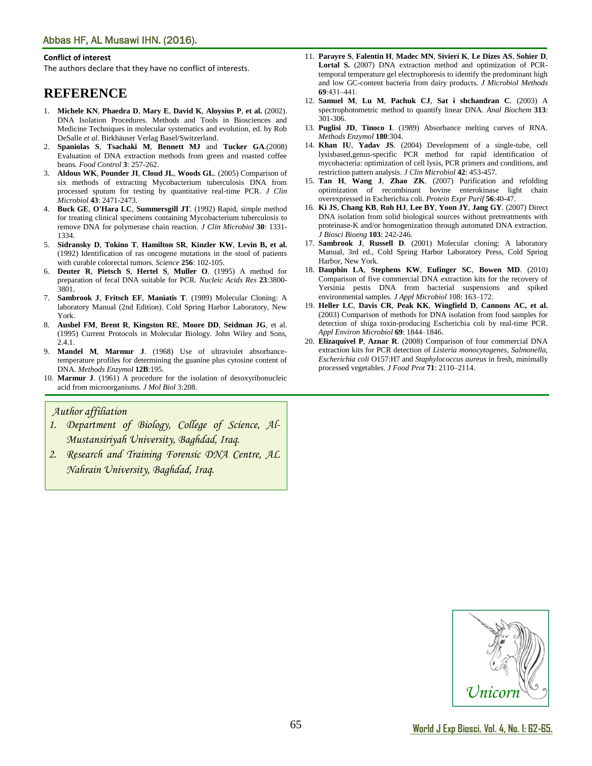**Conflict of interest**

The authors declare that they have no conflict of interests.

# REFERENCE

1. **Michele KN**, **Phaedra D**, **Mary E**, **David K**, **Aloysius P**, **et al.** (2002). DNA Isolation Procedures. Methods and Tools in Biosciences and Medicine Techniques in molecular systematics and evolution, ed. by Rob DeSalle *et al*. Birkhäuser Verlag Basel/Switzerland.
2. **Spaniolas S**, **Tsachaki M**, **Bennett MJ** and **Tucker GA**.(2008) Evaluation of DNA extraction methods from green and roasted coffee beans*. Food Control* **3**: 257-262.
3. **Aldous WK**, **Pounder JI**, **Cloud JL**, **Woods GL**. (2005) Comparison of six methods of extracting Mycobacterium tuberculosis DNA from processed sputum for testing by quantitative real-time PCR. *J Clin Microbiol* **43**: 2471-2473.
4. **Buck GE**, **O'Hara LC**, **Summersgill JT**. (1992) Rapid, simple method for treating clinical specimens containing Mycobacterium tuberculosis to remove DNA for polymerase chain reaction. *J Clin Microbiol* **30**: 1331-1334.
5. **Sidransky D**, **Tokino T**, **Hamilton SR**, **Kinzler KW**, **Levin B, et al.** (1992) Identification of ras oncogene mutations in the stool of patients with curable colorectal tumors. *Science* **256**: 102-105.
6. **Deuter R**, **Pietsch S**, **Hertel S**, **Muller O**. (1995) A method for preparation of fecal DNA suitable for PCR. *Nucleic Acids Res* **23**:3800-3801.
7. **Sambrook J**, **Fritsch EF**, **Maniatis T**. (1989) Molecular Cloning: A laboratory Manual (2nd Edition). Cold Spring Harbor Laboratory, New York.
8. **Ausbel FM**, **Brent R**, **Kingston RE**, **Moore DD**, **Seidman JG**, et al. (1995) Current Protocols in Molecular Biology. John Wiley and Sons, 2.4.1.
9. **Mandel M**, **Marmur J**. (1968) Use of ultraviolet absorbance-temperature profiles for determining the guanine plus cytosine content of DNA. *Methods Enzymol* **12B**:195.
10. **Marmur J**. (1961) A procedure for the isolation of desoxyribonucleic acid from microorganisms. *J Mol Biol* 3:208.
11. **Parayre S**, **Falentin H**, **Madec MN**, **Sivieri K**, **Le Dizes AS**, **Sohier D**, **Lortal S.** (2007) DNA extraction method and optimization of PCR-temporal temperature gel electrophoresis to identify the predominant high and low GC-content bacteria from dairy products*. J Microbiol Methods* **69**:431–441.
12. **Samuel M**, **Lu M**, **Pachuk CJ**, **Sat i shchandran C**. (2003) A spectrophotometric method to quantify linear DNA*. Anal Biochem* **313**: 301-306.
13. **Puglisi JD**, **Tinoco I**. (1989) Absorbance melting curves of RNA. *Methods Enzymol* **180**:304.
14. **Khan IU**, **Yadav JS**. (2004) Development of a single-tube, cell lysisbased,genus-specific PCR method for rapid identification of mycobacteria: optimization of cell lysis, PCR primers and conditions, and restriction pattern analysis. *J Clin Microbiol* **42**: 453-457.
15. **Tan H**, **Wang J**, **Zhao ZK**. (2007) Purification and refolding optimization of recombinant bovine enterokinase light chain overexpressed in Escherichia coli. *Protein Expr Purif* **56**:40-47.
16. **Ki JS**, **Chang KB**, **Roh HJ**, **Lee BY**, **Yoon JY**, **Jang GY**. (2007) Direct DNA isolation from solid biological sources without pretreatments with proteinase-K and/or homogenization through automated DNA extraction. *J Biosci Bioeng* **103**: 242-246.
17. **Sambrook J**, **Russell D**. (2001) Molecular cloning: A laboratory Manual, 3rd ed., Cold Spring Harbor Laboratory Press, Cold Spring Harbor, New York.
18. **Dauphin LA**, **Stephens KW**, **Eufinger SC**, **Bowen MD**. (2010) Comparison of five commercial DNA extraction kits for the recovery of Yersinia pestis DNA from bacterial suspensions and spiked environmental samples*. J Appl Microbiol* 108: 163–172.
19. **Heller LC**, **Davis CR**, **Peak KK**, **Wingfield D**, **Cannons AC, et al.** (2003) Comparison of methods for DNA isolation from food samples for detection of shiga toxin-producing Escherichia coli by real-time PCR. *Appl Environ Microbiol* **69**: 1844–1846.
20. **Elizaquível P**, **Aznar R**. (2008) Comparison of four commercial DNA extraction kits for PCR detection of *Listeria monocytogenes*, *Salmonella*, *Escherichia coli* O157:H7 and *Staphylococcus aureus* in fresh, minimally processed vegetables. *J Food Prot* **71**: 2110–2114.

*Author affiliation*

1. *Department of Biology, College of Science, Al-Mustansiriyah University, Baghdad, Iraq.*
2. *Research and Training Forensic DNA Centre, AL Nahrain University, Baghdad, Iraq.*